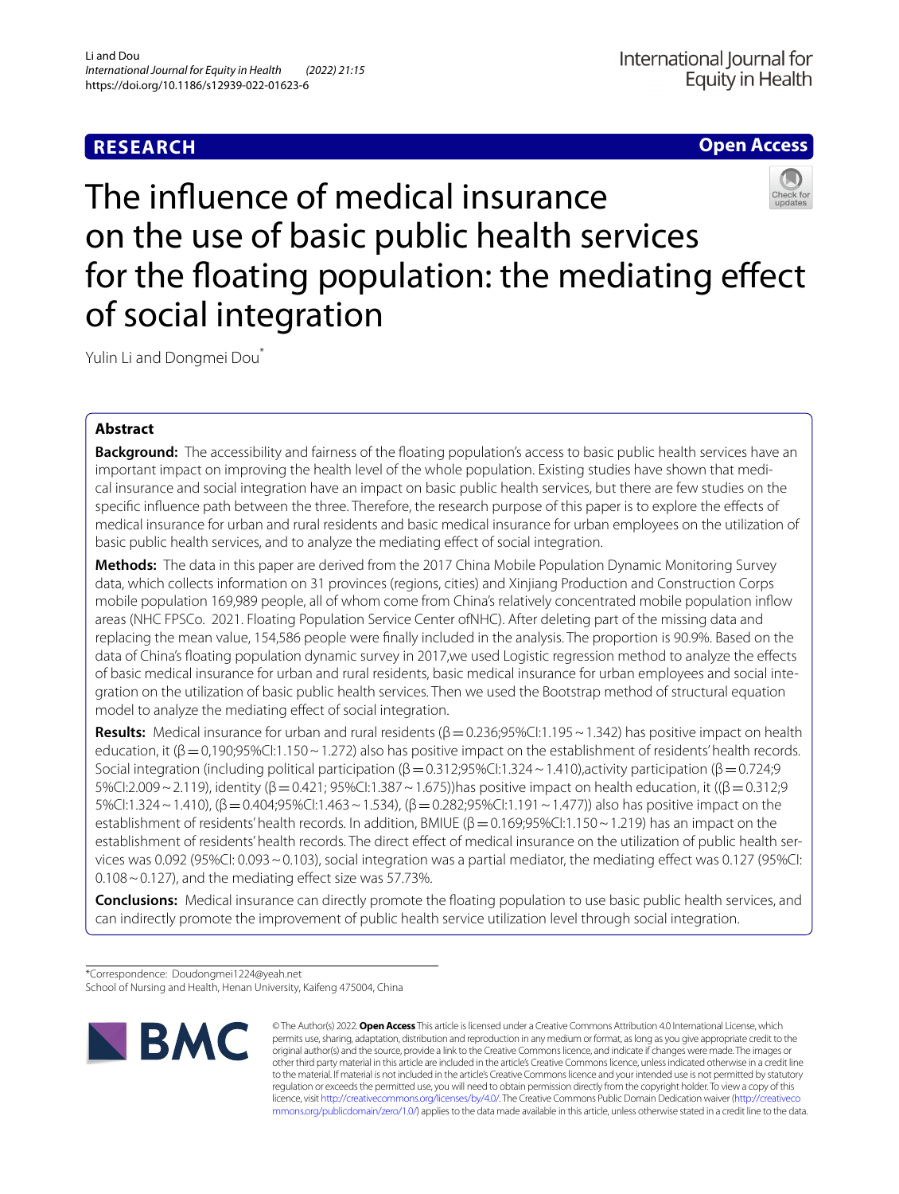**RESEARCH** **Open Access**

# The influence of medical insurance on the use of basic public health services for the floating population: the mediating effect of social integration

Yulin Li and Dongmei Dou*

## Abstract

**Background:** The accessibility and fairness of the floating population's access to basic public health services have an important impact on improving the health level of the whole population. Existing studies have shown that medical insurance and social integration have an impact on basic public health services, but there are few studies on the specific influence path between the three. Therefore, the research purpose of this paper is to explore the effects of medical insurance for urban and rural residents and basic medical insurance for urban employees on the utilization of basic public health services, and to analyze the mediating effect of social integration.

**Methods:** The data in this paper are derived from the 2017 China Mobile Population Dynamic Monitoring Survey data, which collects information on 31 provinces (regions, cities) and Xinjiang Production and Construction Corps mobile population 169,989 people, all of whom come from China's relatively concentrated mobile population inflow areas (NHC FPSCo. 2021. Floating Population Service Center ofNHC). After deleting part of the missing data and replacing the mean value, 154,586 people were finally included in the analysis. The proportion is 90.9%. Based on the data of China's floating population dynamic survey in 2017,we used Logistic regression method to analyze the effects of basic medical insurance for urban and rural residents, basic medical insurance for urban employees and social integration on the utilization of basic public health services. Then we used the Bootstrap method of structural equation model to analyze the mediating effect of social integration.

**Results:** Medical insurance for urban and rural residents (β = 0.236;95%CI:1.195 ~ 1.342) has positive impact on health education, it (β = 0,190;95%CI:1.150 ~ 1.272) also has positive impact on the establishment of residents' health records. Social integration (including political participation (β = 0.312;95%CI:1.324 ~ 1.410),activity participation (β = 0.724;95%CI:2.009 ~ 2.119), identity (β = 0.421; 95%CI:1.387 ~ 1.675))has positive impact on health education, it ((β = 0.312;95%CI:1.324 ~ 1.410), (β = 0.404;95%CI:1.463 ~ 1.534), (β = 0.282;95%CI:1.191 ~ 1.477)) also has positive impact on the establishment of residents' health records. In addition, BMIUE (β = 0.169;95%CI:1.150 ~ 1.219) has an impact on the establishment of residents' health records. The direct effect of medical insurance on the utilization of public health services was 0.092 (95%CI: 0.093 ~ 0.103), social integration was a partial mediator, the mediating effect was 0.127 (95%CI: 0.108 ~ 0.127), and the mediating effect size was 57.73%.

**Conclusions:** Medical insurance can directly promote the floating population to use basic public health services, and can indirectly promote the improvement of public health service utilization level through social integration.

*Correspondence: Doudongmei1224@yeah.net
School of Nursing and Health, Henan University, Kaifeng 475004, China

© The Author(s) 2022. **Open Access** This article is licensed under a Creative Commons Attribution 4.0 International License, which permits use, sharing, adaptation, distribution and reproduction in any medium or format, as long as you give appropriate credit to the original author(s) and the source, provide a link to the Creative Commons licence, and indicate if changes were made. The images or other third party material in this article are included in the article's Creative Commons licence, unless indicated otherwise in a credit line to the material. If material is not included in the article's Creative Commons licence and your intended use is not permitted by statutory regulation or exceeds the permitted use, you will need to obtain permission directly from the copyright holder. To view a copy of this licence, visit http://creativecommons.org/licenses/by/4.0/. The Creative Commons Public Domain Dedication waiver (http://creativecommons.org/publicdomain/zero/1.0/) applies to the data made available in this article, unless otherwise stated in a credit line to the data.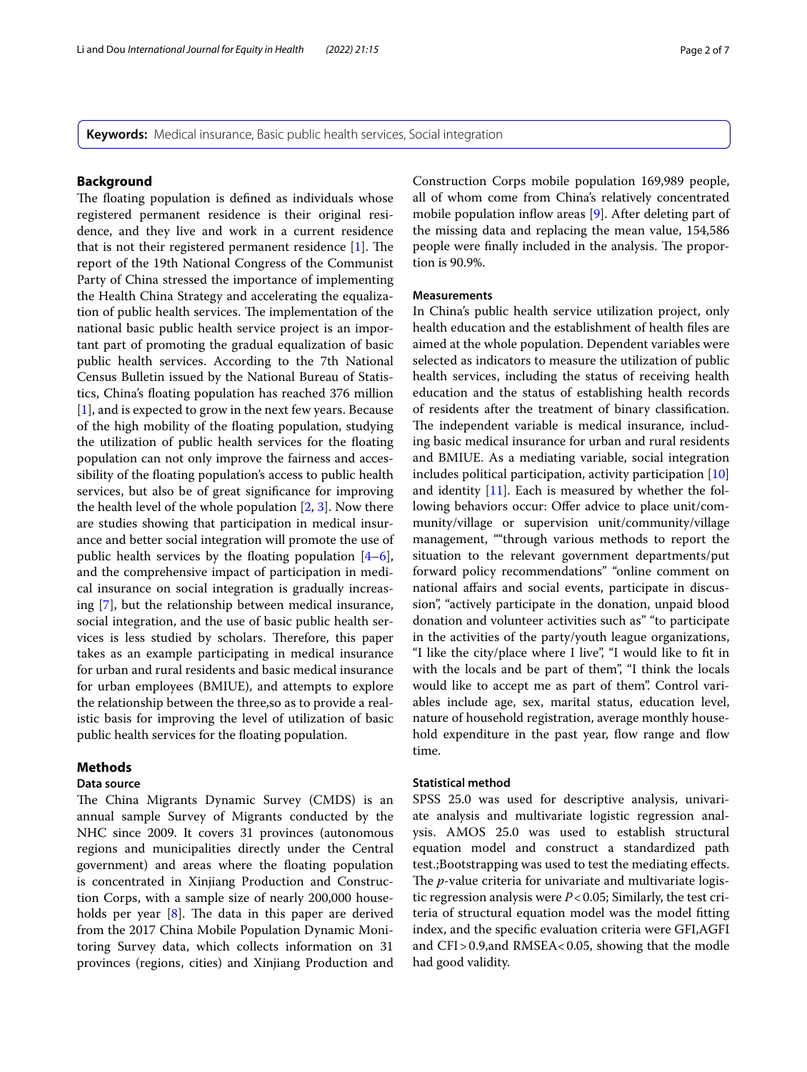**Keywords:** Medical insurance, Basic public health services, Social integration

## Background

The floating population is defined as individuals whose registered permanent residence is their original residence, and they live and work in a current residence that is not their registered permanent residence [1]. The report of the 19th National Congress of the Communist Party of China stressed the importance of implementing the Health China Strategy and accelerating the equalization of public health services. The implementation of the national basic public health service project is an important part of promoting the gradual equalization of basic public health services. According to the 7th National Census Bulletin issued by the National Bureau of Statistics, China's floating population has reached 376 million [1], and is expected to grow in the next few years. Because of the high mobility of the floating population, studying the utilization of public health services for the floating population can not only improve the fairness and accessibility of the floating population's access to public health services, but also be of great significance for improving the health level of the whole population [2, 3]. Now there are studies showing that participation in medical insurance and better social integration will promote the use of public health services by the floating population [4–6], and the comprehensive impact of participation in medical insurance on social integration is gradually increasing [7], but the relationship between medical insurance, social integration, and the use of basic public health services is less studied by scholars. Therefore, this paper takes as an example participating in medical insurance for urban and rural residents and basic medical insurance for urban employees (BMIUE), and attempts to explore the relationship between the three,so as to provide a realistic basis for improving the level of utilization of basic public health services for the floating population.

## Methods

### Data source

The China Migrants Dynamic Survey (CMDS) is an annual sample Survey of Migrants conducted by the NHC since 2009. It covers 31 provinces (autonomous regions and municipalities directly under the Central government) and areas where the floating population is concentrated in Xinjiang Production and Construction Corps, with a sample size of nearly 200,000 households per year [8]. The data in this paper are derived from the 2017 China Mobile Population Dynamic Monitoring Survey data, which collects information on 31 provinces (regions, cities) and Xinjiang Production and Construction Corps mobile population 169,989 people, all of whom come from China's relatively concentrated mobile population inflow areas [9]. After deleting part of the missing data and replacing the mean value, 154,586 people were finally included in the analysis. The proportion is 90.9%.

### Measurements

In China's public health service utilization project, only health education and the establishment of health files are aimed at the whole population. Dependent variables were selected as indicators to measure the utilization of public health services, including the status of receiving health education and the status of establishing health records of residents after the treatment of binary classification. The independent variable is medical insurance, including basic medical insurance for urban and rural residents and BMIUE. As a mediating variable, social integration includes political participation, activity participation [10] and identity [11]. Each is measured by whether the following behaviors occur: Offer advice to place unit/community/village or supervision unit/community/village management, ""through various methods to report the situation to the relevant government departments/put forward policy recommendations" "online comment on national affairs and social events, participate in discussion", "actively participate in the donation, unpaid blood donation and volunteer activities such as" "to participate in the activities of the party/youth league organizations, "I like the city/place where I live", "I would like to fit in with the locals and be part of them", "I think the locals would like to accept me as part of them". Control variables include age, sex, marital status, education level, nature of household registration, average monthly household expenditure in the past year, flow range and flow time.

### Statistical method

SPSS 25.0 was used for descriptive analysis, univariate analysis and multivariate logistic regression analysis. AMOS 25.0 was used to establish structural equation model and construct a standardized path test.;Bootstrapping was used to test the mediating effects. The *p*-value criteria for univariate and multivariate logistic regression analysis were $P < 0.05$; Similarly, the test criteria of structural equation model was the model fitting index, and the specific evaluation criteria were GFI,AGFI and CFI > 0.9,and RMSEA < 0.05, showing that the modle had good validity.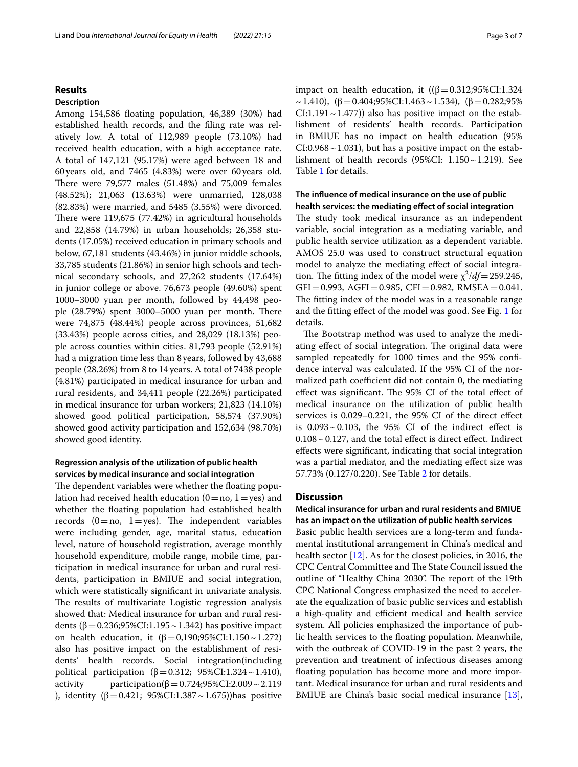## Results

### Description

Among 154,586 floating population, 46,389 (30%) had established health records, and the filing rate was relatively low. A total of 112,989 people (73.10%) had received health education, with a high acceptance rate. A total of 147,121 (95.17%) were aged between 18 and 60 years old, and 7465 (4.83%) were over 60 years old. There were 79,577 males (51.48%) and 75,009 females (48.52%); 21,063 (13.63%) were unmarried, 128,038 (82.83%) were married, and 5485 (3.55%) were divorced. There were 119,675 (77.42%) in agricultural households and 22,858 (14.79%) in urban households; 26,358 students (17.05%) received education in primary schools and below, 67,181 students (43.46%) in junior middle schools, 33,785 students (21.86%) in senior high schools and technical secondary schools, and 27,262 students (17.64%) in junior college or above. 76,673 people (49.60%) spent 1000–3000 yuan per month, followed by 44,498 people (28.79%) spent 3000–5000 yuan per month. There were 74,875 (48.44%) people across provinces, 51,682 (33.43%) people across cities, and 28,029 (18.13%) people across counties within cities. 81,793 people (52.91%) had a migration time less than 8 years, followed by 43,688 people (28.26%) from 8 to 14 years. A total of 7438 people (4.81%) participated in medical insurance for urban and rural residents, and 34,411 people (22.26%) participated in medical insurance for urban workers; 21,823 (14.10%) showed good political participation, 58,574 (37.90%) showed good activity participation and 152,634 (98.70%) showed good identity.

### Regression analysis of the utilization of public health services by medical insurance and social integration

The dependent variables were whether the floating population had received health education (0 = no, 1 = yes) and whether the floating population had established health records (0 = no, 1 = yes). The independent variables were including gender, age, marital status, education level, nature of household registration, average monthly household expenditure, mobile range, mobile time, participation in medical insurance for urban and rural residents, participation in BMIUE and social integration, which were statistically significant in univariate analysis. The results of multivariate Logistic regression analysis showed that: Medical insurance for urban and rural residents ($\beta = 0.236$;95%CI:1.195 ~ 1.342) has positive impact on health education, it ($\beta = 0,190$;95%CI:1.150 ~ 1.272) also has positive impact on the establishment of residents' health records. Social integration(including political participation ($\beta = 0.312$; 95%CI:1.324 ~ 1.410), activity participation($\beta = 0.724$;95%CI:2.009 ~ 2.119 ), identity ($\beta = 0.421$; 95%CI:1.387 ~ 1.675))has positive impact on health education, it (($\beta = 0.312$;95%CI:1.324 ~ 1.410), ($\beta = 0.404$;95%CI:1.463 ~ 1.534), ($\beta = 0.282$;95% CI:1.191 ~ 1.477)) also has positive impact on the establishment of residents' health records. Participation in BMIUE has no impact on health education (95% CI:0.968 ~ 1.031), but has a positive impact on the establishment of health records (95%CI: 1.150 ~ 1.219). See Table 1 for details.

### The influence of medical insurance on the use of public health services: the mediating effect of social integration

The study took medical insurance as an independent variable, social integration as a mediating variable, and public health service utilization as a dependent variable. AMOS 25.0 was used to construct structural equation model to analyze the mediating effect of social integration. The fitting index of the model were $\chi^2/df = 259.245$, GFI = 0.993, AGFI = 0.985, CFI = 0.982, RMSEA = 0.041. The fitting index of the model was in a reasonable range and the fitting effect of the model was good. See Fig. 1 for details.

The Bootstrap method was used to analyze the mediating effect of social integration. The original data were sampled repeatedly for 1000 times and the 95% confidence interval was calculated. If the 95% CI of the normalized path coefficient did not contain 0, the mediating effect was significant. The 95% CI of the total effect of medical insurance on the utilization of public health services is 0.029–0.221, the 95% CI of the direct effect is 0.093 ~ 0.103, the 95% CI of the indirect effect is 0.108 ~ 0.127, and the total effect is direct effect. Indirect effects were significant, indicating that social integration was a partial mediator, and the mediating effect size was 57.73% (0.127/0.220). See Table 2 for details.

## Discussion

### Medical insurance for urban and rural residents and BMIUE has an impact on the utilization of public health services

Basic public health services are a long-term and fundamental institutional arrangement in China's medical and health sector [12]. As for the closest policies, in 2016, the CPC Central Committee and The State Council issued the outline of "Healthy China 2030". The report of the 19th CPC National Congress emphasized the need to accelerate the equalization of basic public services and establish a high-quality and efficient medical and health service system. All policies emphasized the importance of public health services to the floating population. Meanwhile, with the outbreak of COVID-19 in the past 2 years, the prevention and treatment of infectious diseases among floating population has become more and more important. Medical insurance for urban and rural residents and BMIUE are China's basic social medical insurance [13],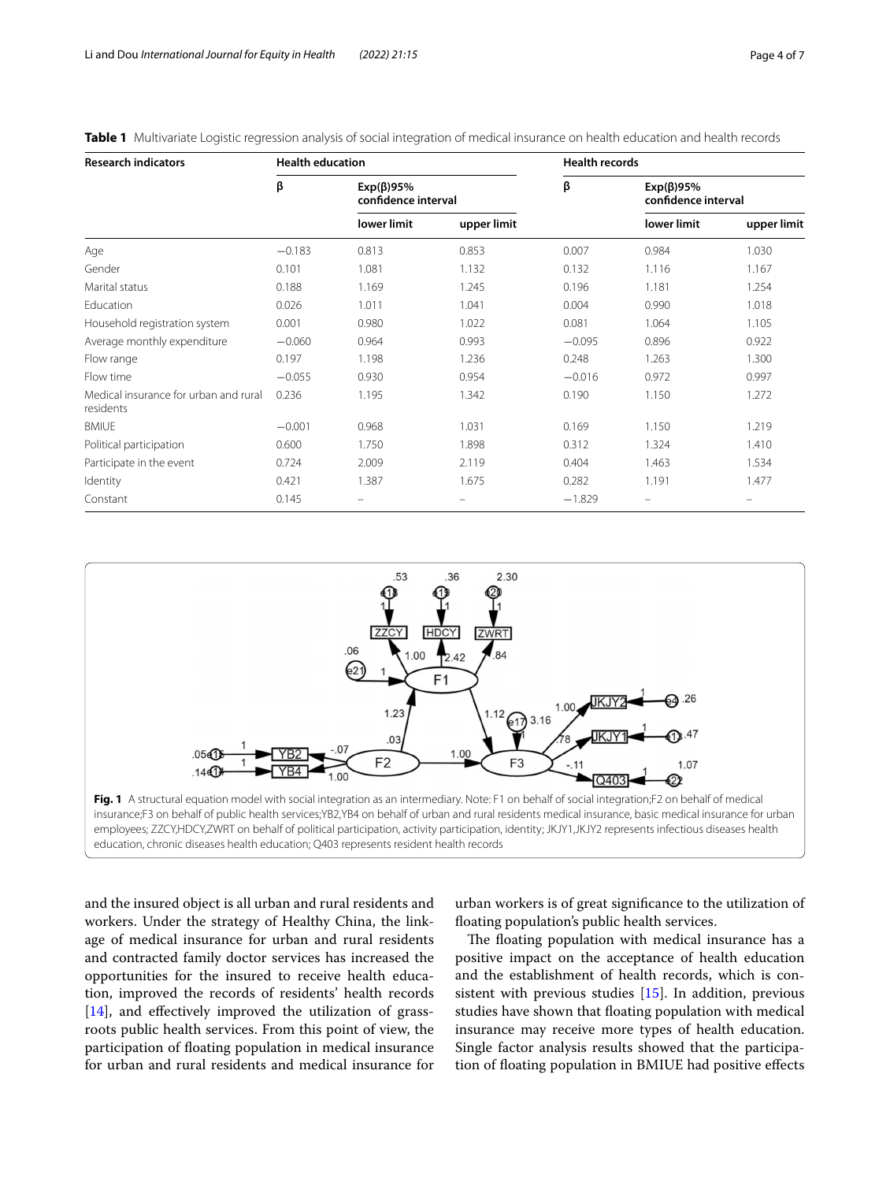**Table 1** Multivariate Logistic regression analysis of social integration of medical insurance on health education and health records

| Research indicators | Health education | | | Health records | | |
|---|---|---|---|---|---|---|
| | β | Exp(β)95% confidence interval | | β | Exp(β)95% confidence interval | |
| | | lower limit | upper limit | | lower limit | upper limit |
| Age | −0.183 | 0.813 | 0.853 | 0.007 | 0.984 | 1.030 |
| Gender | 0.101 | 1.081 | 1.132 | 0.132 | 1.116 | 1.167 |
| Marital status | 0.188 | 1.169 | 1.245 | 0.196 | 1.181 | 1.254 |
| Education | 0.026 | 1.011 | 1.041 | 0.004 | 0.990 | 1.018 |
| Household registration system | 0.001 | 0.980 | 1.022 | 0.081 | 1.064 | 1.105 |
| Average monthly expenditure | −0.060 | 0.964 | 0.993 | −0.095 | 0.896 | 0.922 |
| Flow range | 0.197 | 1.198 | 1.236 | 0.248 | 1.263 | 1.300 |
| Flow time | −0.055 | 0.930 | 0.954 | −0.016 | 0.972 | 0.997 |
| Medical insurance for urban and rural residents | 0.236 | 1.195 | 1.342 | 0.190 | 1.150 | 1.272 |
| BMIUE | −0.001 | 0.968 | 1.031 | 0.169 | 1.150 | 1.219 |
| Political participation | 0.600 | 1.750 | 1.898 | 0.312 | 1.324 | 1.410 |
| Participate in the event | 0.724 | 2.009 | 2.119 | 0.404 | 1.463 | 1.534 |
| Identity | 0.421 | 1.387 | 1.675 | 0.282 | 1.191 | 1.477 |
| Constant | 0.145 | – | – | −1.829 | – | – |

**Fig. 1** A structural equation model with social integration as an intermediary. Note: F1 on behalf of social integration;F2 on behalf of medical insurance;F3 on behalf of public health services;YB2,YB4 on behalf of urban and rural residents medical insurance, basic medical insurance for urban employees; ZZCY,HDCY,ZWRT on behalf of political participation, activity participation, identity; JKJY1,JKJY2 represents infectious diseases health education, chronic diseases health education; Q403 represents resident health records

and the insured object is all urban and rural residents and workers. Under the strategy of Healthy China, the linkage of medical insurance for urban and rural residents and contracted family doctor services has increased the opportunities for the insured to receive health education, improved the records of residents' health records [14], and effectively improved the utilization of grassroots public health services. From this point of view, the participation of floating population in medical insurance for urban and rural residents and medical insurance for urban workers is of great significance to the utilization of floating population's public health services.

The floating population with medical insurance has a positive impact on the acceptance of health education and the establishment of health records, which is consistent with previous studies [15]. In addition, previous studies have shown that floating population with medical insurance may receive more types of health education. Single factor analysis results showed that the participation of floating population in BMIUE had positive effects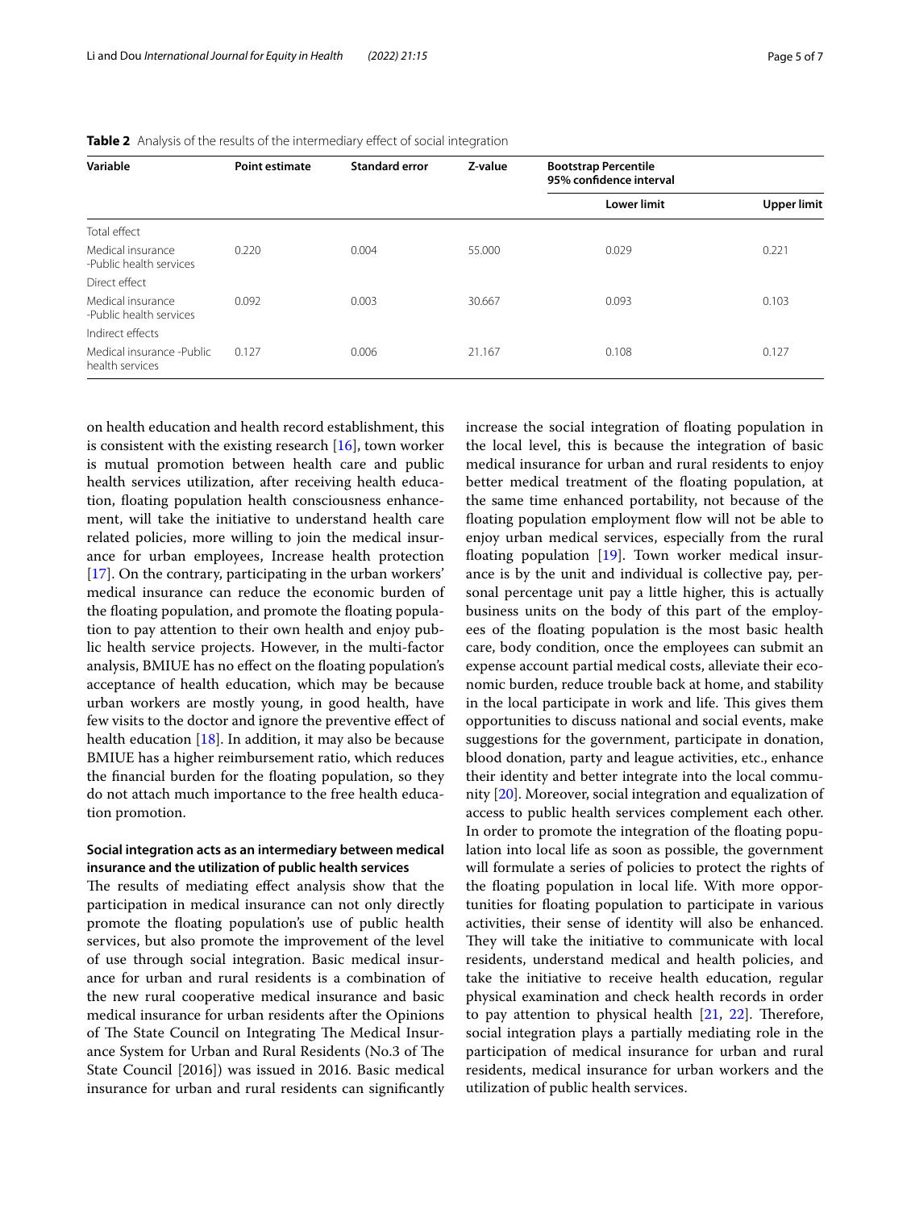**Table 2** Analysis of the results of the intermediary effect of social integration

| Variable | Point estimate | Standard error | Z-value | Bootstrap Percentile 95% confidence interval | |
|---|---|---|---|---|---|
| | | | | Lower limit | Upper limit |
| Total effect | | | | | |
| Medical insurance -Public health services | 0.220 | 0.004 | 55.000 | 0.029 | 0.221 |
| Direct effect | | | | | |
| Medical insurance -Public health services | 0.092 | 0.003 | 30.667 | 0.093 | 0.103 |
| Indirect effects | | | | | |
| Medical insurance -Public health services | 0.127 | 0.006 | 21.167 | 0.108 | 0.127 |

on health education and health record establishment, this is consistent with the existing research [16], town worker is mutual promotion between health care and public health services utilization, after receiving health education, floating population health consciousness enhancement, will take the initiative to understand health care related policies, more willing to join the medical insurance for urban employees, Increase health protection [17]. On the contrary, participating in the urban workers' medical insurance can reduce the economic burden of the floating population, and promote the floating population to pay attention to their own health and enjoy public health service projects. However, in the multi-factor analysis, BMIUE has no effect on the floating population's acceptance of health education, which may be because urban workers are mostly young, in good health, have few visits to the doctor and ignore the preventive effect of health education [18]. In addition, it may also be because BMIUE has a higher reimbursement ratio, which reduces the financial burden for the floating population, so they do not attach much importance to the free health education promotion.

### Social integration acts as an intermediary between medical insurance and the utilization of public health services

The results of mediating effect analysis show that the participation in medical insurance can not only directly promote the floating population's use of public health services, but also promote the improvement of the level of use through social integration. Basic medical insurance for urban and rural residents is a combination of the new rural cooperative medical insurance and basic medical insurance for urban residents after the Opinions of The State Council on Integrating The Medical Insurance System for Urban and Rural Residents (No.3 of The State Council [2016]) was issued in 2016. Basic medical insurance for urban and rural residents can significantly increase the social integration of floating population in the local level, this is because the integration of basic medical insurance for urban and rural residents to enjoy better medical treatment of the floating population, at the same time enhanced portability, not because of the floating population employment flow will not be able to enjoy urban medical services, especially from the rural floating population [19]. Town worker medical insurance is by the unit and individual is collective pay, personal percentage unit pay a little higher, this is actually business units on the body of this part of the employees of the floating population is the most basic health care, body condition, once the employees can submit an expense account partial medical costs, alleviate their economic burden, reduce trouble back at home, and stability in the local participate in work and life. This gives them opportunities to discuss national and social events, make suggestions for the government, participate in donation, blood donation, party and league activities, etc., enhance their identity and better integrate into the local community [20]. Moreover, social integration and equalization of access to public health services complement each other. In order to promote the integration of the floating population into local life as soon as possible, the government will formulate a series of policies to protect the rights of the floating population in local life. With more opportunities for floating population to participate in various activities, their sense of identity will also be enhanced. They will take the initiative to communicate with local residents, understand medical and health policies, and take the initiative to receive health education, regular physical examination and check health records in order to pay attention to physical health [21, 22]. Therefore, social integration plays a partially mediating role in the participation of medical insurance for urban and rural residents, medical insurance for urban workers and the utilization of public health services.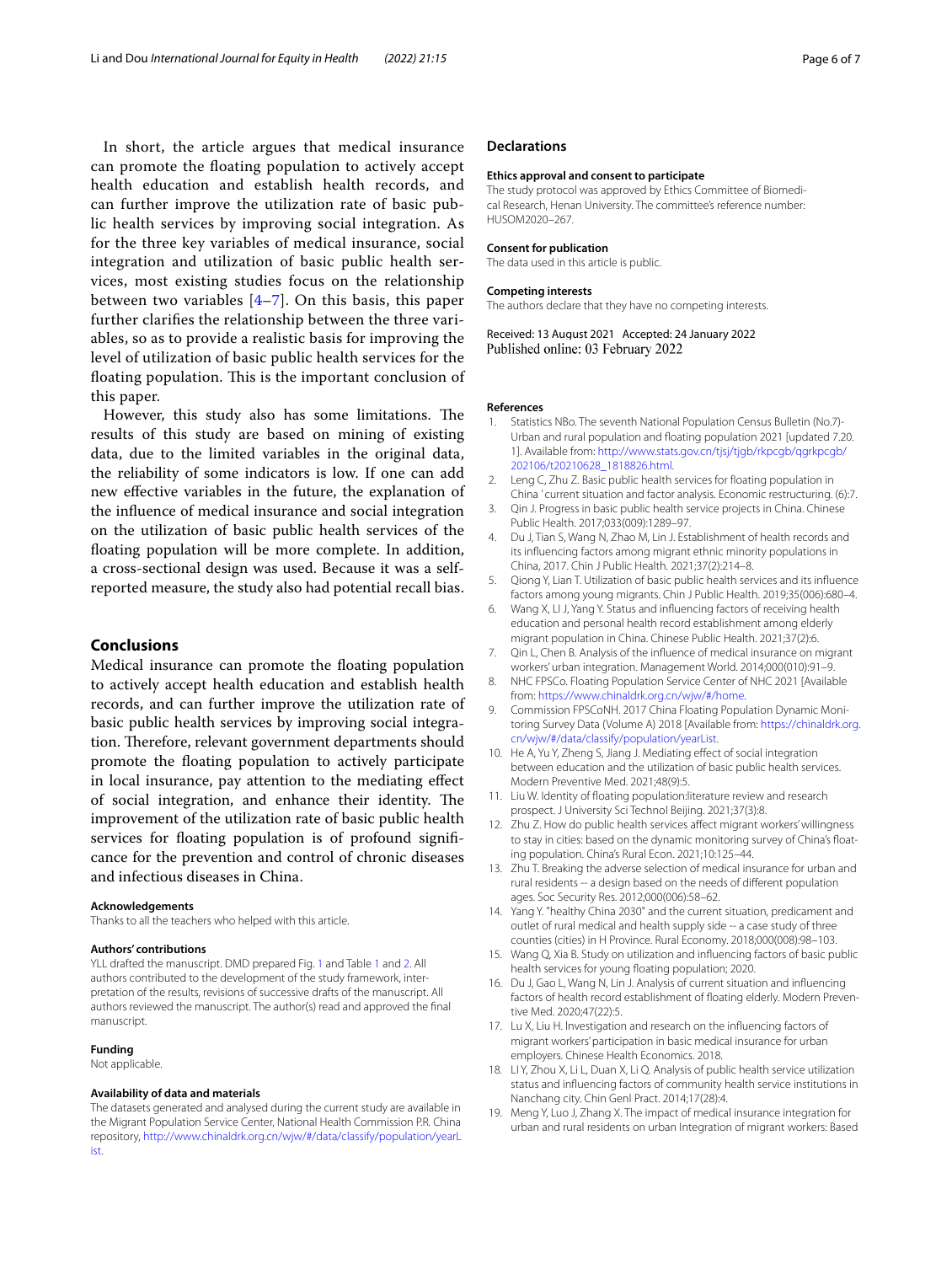In short, the article argues that medical insurance can promote the floating population to actively accept health education and establish health records, and can further improve the utilization rate of basic public health services by improving social integration. As for the three key variables of medical insurance, social integration and utilization of basic public health services, most existing studies focus on the relationship between two variables [4–7]. On this basis, this paper further clarifies the relationship between the three variables, so as to provide a realistic basis for improving the level of utilization of basic public health services for the floating population. This is the important conclusion of this paper.

However, this study also has some limitations. The results of this study are based on mining of existing data, due to the limited variables in the original data, the reliability of some indicators is low. If one can add new effective variables in the future, the explanation of the influence of medical insurance and social integration on the utilization of basic public health services of the floating population will be more complete. In addition, a cross-sectional design was used. Because it was a self-reported measure, the study also had potential recall bias.

## Conclusions

Medical insurance can promote the floating population to actively accept health education and establish health records, and can further improve the utilization rate of basic public health services by improving social integration. Therefore, relevant government departments should promote the floating population to actively participate in local insurance, pay attention to the mediating effect of social integration, and enhance their identity. The improvement of the utilization rate of basic public health services for floating population is of profound significance for the prevention and control of chronic diseases and infectious diseases in China.

#### Acknowledgements

Thanks to all the teachers who helped with this article.

#### Authors' contributions

YLL drafted the manuscript. DMD prepared Fig. 1 and Table 1 and 2. All authors contributed to the development of the study framework, interpretation of the results, revisions of successive drafts of the manuscript. All authors reviewed the manuscript. The author(s) read and approved the final manuscript.

#### Funding

Not applicable.

#### Availability of data and materials

The datasets generated and analysed during the current study are available in the Migrant Population Service Center, National Health Commission P.R. China repository, http://www.chinaldrk.org.cn/wjw/#/data/classify/population/yearList.

## Declarations

#### Ethics approval and consent to participate

The study protocol was approved by Ethics Committee of Biomedical Research, Henan University. The committee's reference number: HUSOM2020–267.

#### Consent for publication

The data used in this article is public.

#### Competing interests

The authors declare that they have no competing interests.

Received: 13 August 2021 Accepted: 24 January 2022
Published online: 03 February 2022

#### References

1. Statistics NBo. The seventh National Population Census Bulletin (No.7)-Urban and rural population and floating population 2021 [updated 7.20. 1]. Available from: http://www.stats.gov.cn/tjsj/tjgb/rkpcgb/qgrkpcgb/202106/t20210628_1818826.html.
2. Leng C, Zhu Z. Basic public health services for floating population in China ' current situation and factor analysis. Economic restructuring. (6):7.
3. Qin J. Progress in basic public health service projects in China. Chinese Public Health. 2017;033(009):1289–97.
4. Du J, Tian S, Wang N, Zhao M, Lin J. Establishment of health records and its influencing factors among migrant ethnic minority populations in China, 2017. Chin J Public Health. 2021;37(2):214–8.
5. Qiong Y, Lian T. Utilization of basic public health services and its influence factors among young migrants. Chin J Public Health. 2019;35(006):680–4.
6. Wang X, LI J, Yang Y. Status and influencing factors of receiving health education and personal health record establishment among elderly migrant population in China. Chinese Public Health. 2021;37(2):6.
7. Qin L, Chen B. Analysis of the influence of medical insurance on migrant workers' urban integration. Management World. 2014;000(010):91–9.
8. NHC FPSCo. Floating Population Service Center of NHC 2021 [Available from: https://www.chinaldrk.org.cn/wjw/#/home.
9. Commission FPSCoNH. 2017 China Floating Population Dynamic Monitoring Survey Data (Volume A) 2018 [Available from: https://chinaldrk.org.cn/wjw/#/data/classify/population/yearList.
10. He A, Yu Y, Zheng S, Jiang J. Mediating effect of social integration between education and the utilization of basic public health services. Modern Preventive Med. 2021;48(9):5.
11. Liu W. Identity of floating population:literature review and research prospect. J University Sci Technol Beijing. 2021;37(3):8.
12. Zhu Z. How do public health services affect migrant workers' willingness to stay in cities: based on the dynamic monitoring survey of China's floating population. China's Rural Econ. 2021;10:125–44.
13. Zhu T. Breaking the adverse selection of medical insurance for urban and rural residents -- a design based on the needs of different population ages. Soc Security Res. 2012;000(006):58–62.
14. Yang Y. "healthy China 2030" and the current situation, predicament and outlet of rural medical and health supply side -- a case study of three counties (cities) in H Province. Rural Economy. 2018;000(008):98–103.
15. Wang Q, Xia B. Study on utilization and influencing factors of basic public health services for young floating population; 2020.
16. Du J, Gao L, Wang N, Lin J. Analysis of current situation and influencing factors of health record establishment of floating elderly. Modern Preventive Med. 2020;47(22):5.
17. Lu X, Liu H. Investigation and research on the influencing factors of migrant workers' participation in basic medical insurance for urban employers. Chinese Health Economics. 2018.
18. LI Y, Zhou X, Li L, Duan X, Li Q. Analysis of public health service utilization status and influencing factors of community health service institutions in Nanchang city. Chin Genl Pract. 2014;17(28):4.
19. Meng Y, Luo J, Zhang X. The impact of medical insurance integration for urban and rural residents on urban Integration of migrant workers: Based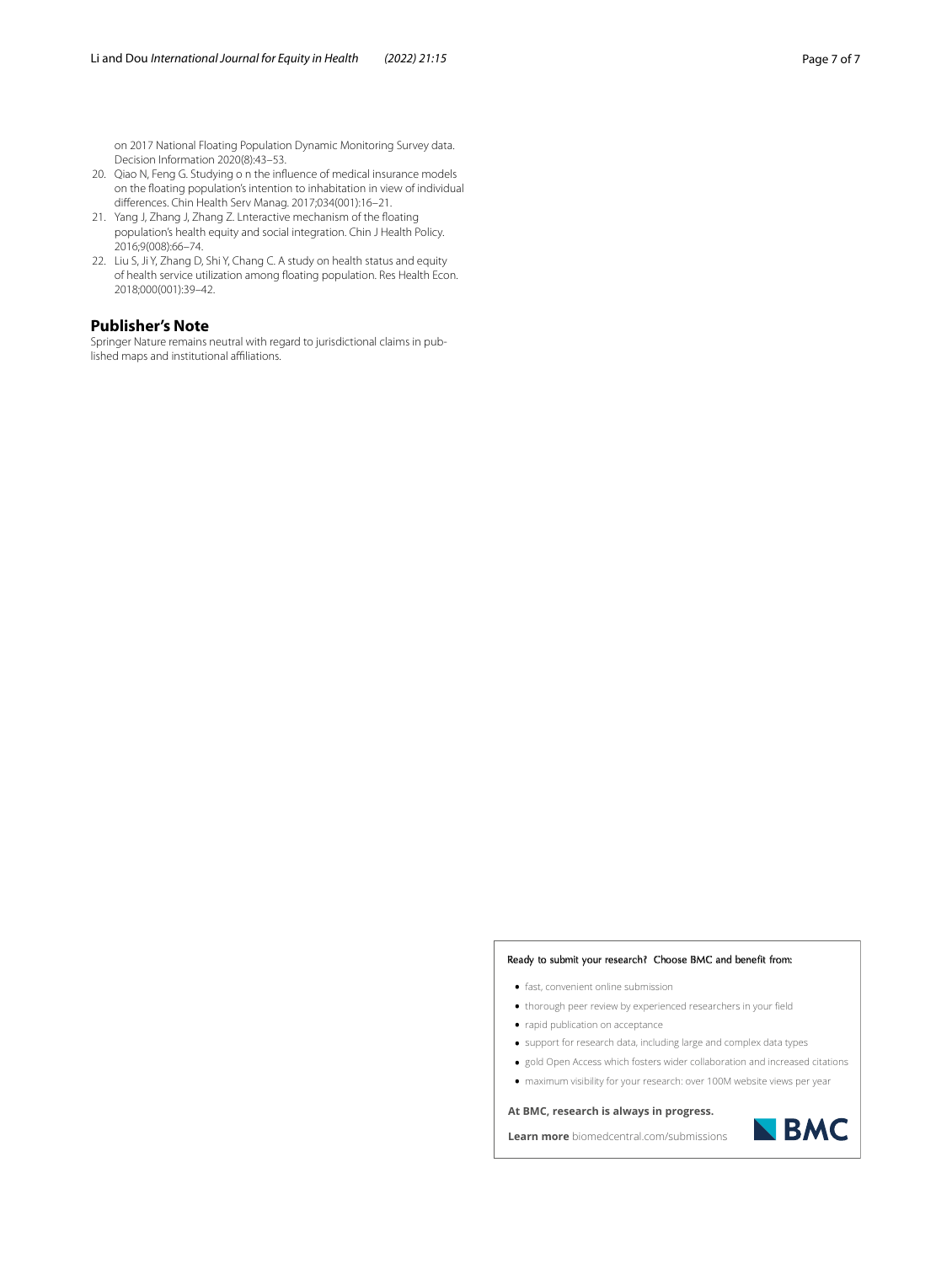on 2017 National Floating Population Dynamic Monitoring Survey data. Decision Information 2020(8):43–53.

20. Qiao N, Feng G. Studying o n the influence of medical insurance models on the floating population's intention to inhabitation in view of individual differences. Chin Health Serv Manag. 2017;034(001):16–21.
21. Yang J, Zhang J, Zhang Z. Lnteractive mechanism of the floating population's health equity and social integration. Chin J Health Policy. 2016;9(008):66–74.
22. Liu S, Ji Y, Zhang D, Shi Y, Chang C. A study on health status and equity of health service utilization among floating population. Res Health Econ. 2018;000(001):39–42.

## Publisher's Note

Springer Nature remains neutral with regard to jurisdictional claims in published maps and institutional affiliations.

Ready to submit your research? Choose BMC and benefit from:

- fast, convenient online submission
- thorough peer review by experienced researchers in your field
- rapid publication on acceptance
- support for research data, including large and complex data types
- gold Open Access which fosters wider collaboration and increased citations
- maximum visibility for your research: over 100M website views per year

**At BMC, research is always in progress.**

**Learn more** biomedcentral.com/submissions

BMC